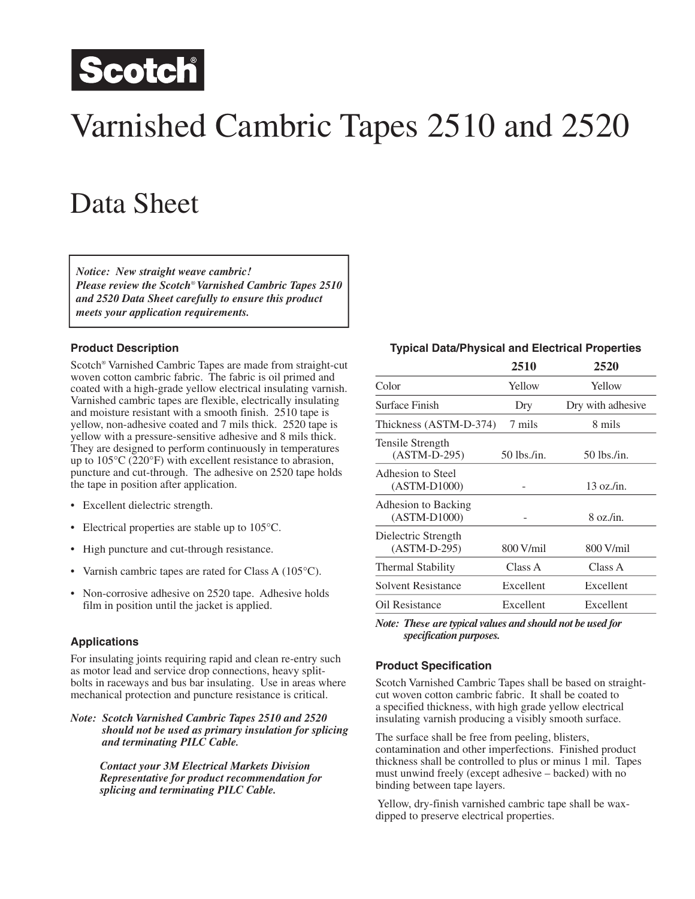Scotch®

# Varnished Cambric Tapes 2510 and 2520

# Data Sheet

***Notice: New straight weave cambric!***
***Please review the Scotch® Varnished Cambric Tapes 2510 and 2520 Data Sheet carefully to ensure this product meets your application requirements.***

### Product Description

Scotch® Varnished Cambric Tapes are made from straight-cut woven cotton cambric fabric. The fabric is oil primed and coated with a high-grade yellow electrical insulating varnish. Varnished cambric tapes are flexible, electrically insulating and moisture resistant with a smooth finish. 2510 tape is yellow, non-adhesive coated and 7 mils thick. 2520 tape is yellow with a pressure-sensitive adhesive and 8 mils thick. They are designed to perform continuously in temperatures up to 105°C (220°F) with excellent resistance to abrasion, puncture and cut-through. The adhesive on 2520 tape holds the tape in position after application.

- Excellent dielectric strength.
- Electrical properties are stable up to 105°C.
- High puncture and cut-through resistance.
- Varnish cambric tapes are rated for Class A (105°C).
- Non-corrosive adhesive on 2520 tape. Adhesive holds film in position until the jacket is applied.

### Applications

For insulating joints requiring rapid and clean re-entry such as motor lead and service drop connections, heavy split-bolts in raceways and bus bar insulating. Use in areas where mechanical protection and puncture resistance is critical.

*Note:* ***Scotch Varnished Cambric Tapes 2510 and 2520 should not be used as primary insulation for splicing and terminating PILC Cable.***

***Contact your 3M Electrical Markets Division Representative for product recommendation for splicing and terminating PILC Cable.***

### Typical Data/Physical and Electrical Properties

| | 2510 | 2520 |
|---|---|---|
| Color | Yellow | Yellow |
| Surface Finish | Dry | Dry with adhesive |
| Thickness (ASTM-D-374) | 7 mils | 8 mils |
| Tensile Strength (ASTM-D-295) | 50 lbs./in. | 50 lbs./in. |
| Adhesion to Steel (ASTM-D1000) | - | 13 oz./in. |
| Adhesion to Backing (ASTM-D1000) | - | 8 oz./in. |
| Dielectric Strength (ASTM-D-295) | 800 V/mil | 800 V/mil |
| Thermal Stability | Class A | Class A |
| Solvent Resistance | Excellent | Excellent |
| Oil Resistance | Excellent | Excellent |

*Note:* ***These are typical values and should not be used for specification purposes.***

### Product Specification

Scotch Varnished Cambric Tapes shall be based on straight-cut woven cotton cambric fabric. It shall be coated to a specified thickness, with high grade yellow electrical insulating varnish producing a visibly smooth surface.

The surface shall be free from peeling, blisters, contamination and other imperfections. Finished product thickness shall be controlled to plus or minus 1 mil. Tapes must unwind freely (except adhesive – backed) with no binding between tape layers.

Yellow, dry-finish varnished cambric tape shall be wax-dipped to preserve electrical properties.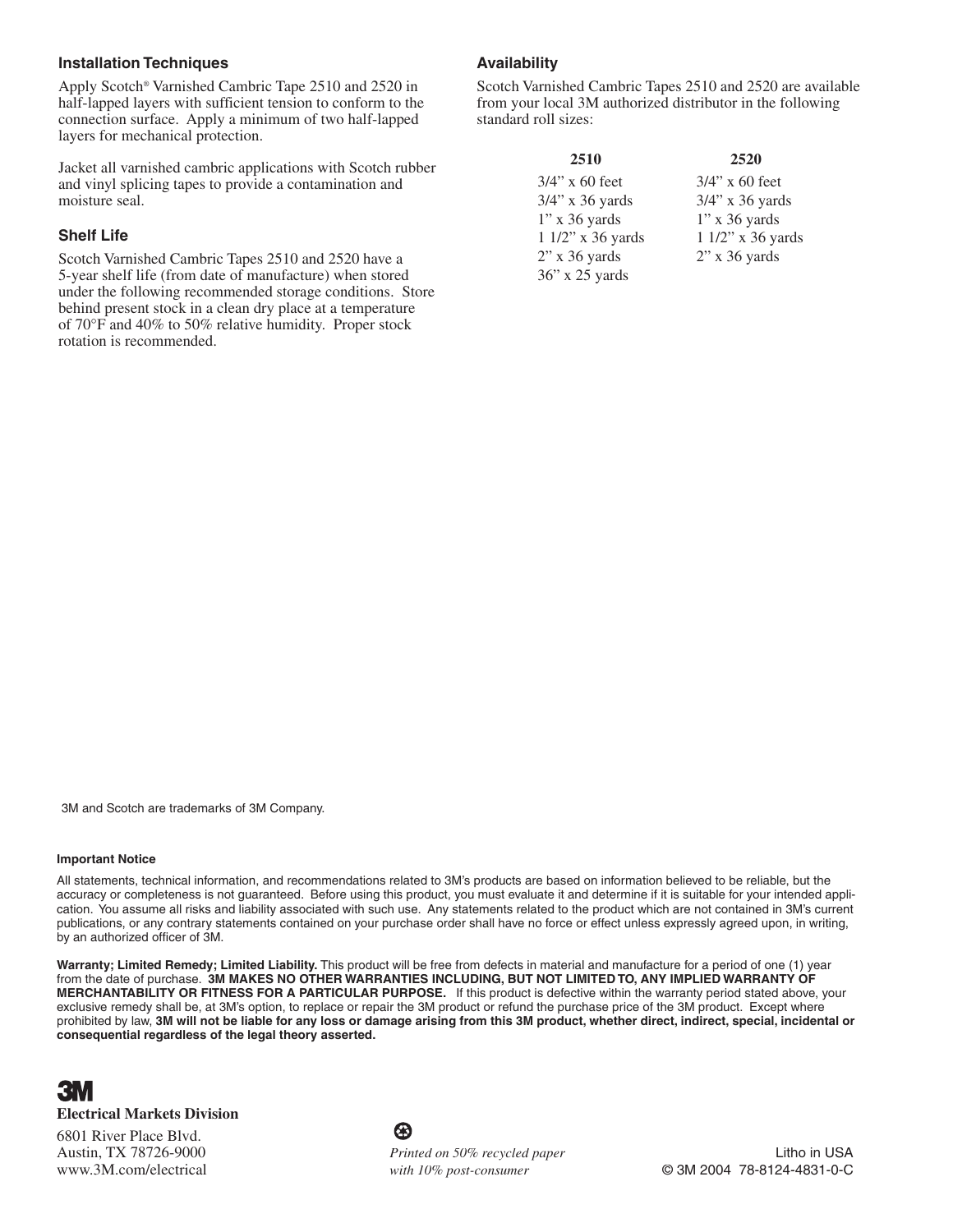### Installation Techniques

Apply Scotch® Varnished Cambric Tape 2510 and 2520 in half-lapped layers with sufficient tension to conform to the connection surface. Apply a minimum of two half-lapped layers for mechanical protection.

Jacket all varnished cambric applications with Scotch rubber and vinyl splicing tapes to provide a contamination and moisture seal.

### Shelf Life

Scotch Varnished Cambric Tapes 2510 and 2520 have a 5-year shelf life (from date of manufacture) when stored under the following recommended storage conditions. Store behind present stock in a clean dry place at a temperature of 70°F and 40% to 50% relative humidity. Proper stock rotation is recommended.

### Availability

Scotch Varnished Cambric Tapes 2510 and 2520 are available from your local 3M authorized distributor in the following standard roll sizes:

| 2510 | 2520 |
|---|---|
| 3/4" x 60 feet | 3/4" x 60 feet |
| 3/4" x 36 yards | 3/4" x 36 yards |
| 1" x 36 yards | 1" x 36 yards |
| 1 1/2" x 36 yards | 1 1/2" x 36 yards |
| 2" x 36 yards | 2" x 36 yards |
| 36" x 25 yards | |

3M and Scotch are trademarks of 3M Company.

**Important Notice**

All statements, technical information, and recommendations related to 3M's products are based on information believed to be reliable, but the accuracy or completeness is not guaranteed. Before using this product, you must evaluate it and determine if it is suitable for your intended application. You assume all risks and liability associated with such use. Any statements related to the product which are not contained in 3M's current publications, or any contrary statements contained on your purchase order shall have no force or effect unless expressly agreed upon, in writing, by an authorized officer of 3M.

**Warranty; Limited Remedy; Limited Liability.** This product will be free from defects in material and manufacture for a period of one (1) year from the date of purchase. **3M MAKES NO OTHER WARRANTIES INCLUDING, BUT NOT LIMITED TO, ANY IMPLIED WARRANTY OF MERCHANTABILITY OR FITNESS FOR A PARTICULAR PURPOSE.** If this product is defective within the warranty period stated above, your exclusive remedy shall be, at 3M's option, to replace or repair the 3M product or refund the purchase price of the 3M product. Except where prohibited by law, **3M will not be liable for any loss or damage arising from this 3M product, whether direct, indirect, special, incidental or consequential regardless of the legal theory asserted.**

**3M**

**Electrical Markets Division**

6801 River Place Blvd.
Austin, TX 78726-9000
www.3M.com/electrical

*Printed on 50% recycled paper with 10% post-consumer*

Litho in USA
© 3M 2004 78-8124-4831-0-C